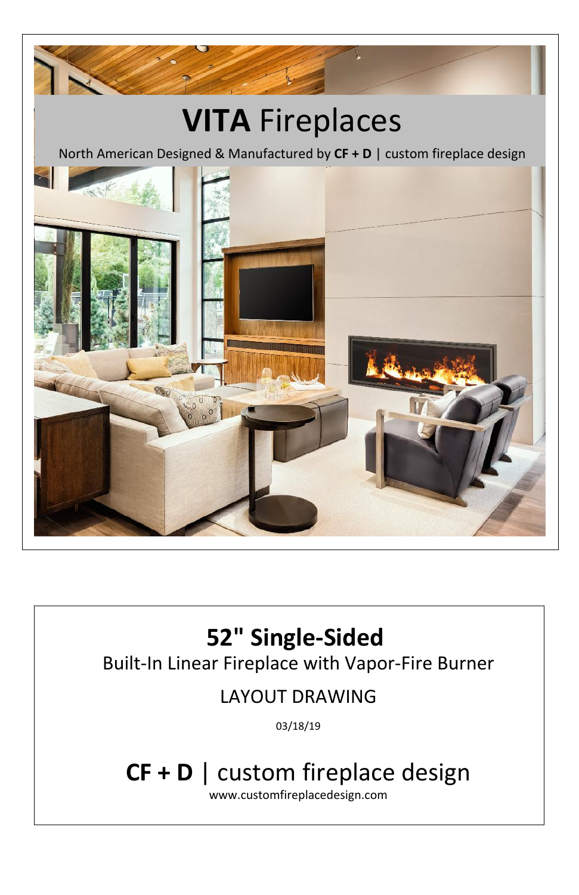# **VITA** Fireplaces

North American Designed & Manufactured by **CF + D** | custom fireplace design

## 52" Single-Sided

Built-In Linear Fireplace with Vapor-Fire Burner

LAYOUT DRAWING

03/18/19

## **CF + D** | custom fireplace design

www.customfireplacedesign.com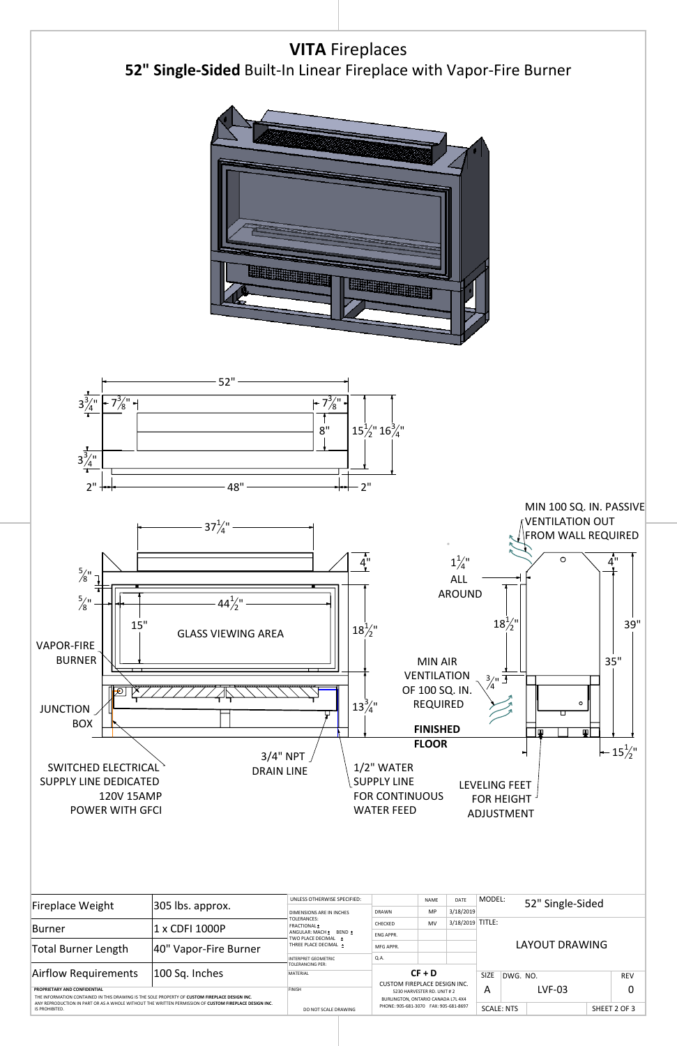# **VITA** Fireplaces

## **52" Single-Sided** Built-In Linear Fireplace with Vapor-Fire Burner

52"

$3\frac{3}{4}$"  $7\frac{3}{8}$"  $7\frac{3}{8}$"

8"  $15\frac{1}{2}$"  $16\frac{3}{4}$"

$3\frac{3}{4}$"

2"  48"  2"

$37\frac{1}{4}$"

4"

$\frac{5}{8}$"

$\frac{5}{8}$"

$44\frac{1}{2}$"

15"  GLASS VIEWING AREA

$18\frac{1}{2}$"

$13\frac{3}{4}$"

VAPOR-FIRE BURNER

JUNCTION BOX

SWITCHED ELECTRICAL SUPPLY LINE DEDICATED 120V 15AMP POWER WITH GFCI

3/4" NPT DRAIN LINE

1/2" WATER SUPPLY LINE FOR CONTINUOUS WATER FEED

MIN 100 SQ. IN. PASSIVE VENTILATION OUT FROM WALL REQUIRED

$1\frac{1}{4}$" ALL AROUND

4"

$18\frac{1}{2}$"

39"

35"

MIN AIR VENTILATION OF 100 SQ. IN. REQUIRED

$\frac{3}{4}$"

FINISHED FLOOR

LEVELING FEET FOR HEIGHT ADJUSTMENT

$15\frac{1}{2}$"

| | |
|---|---|
| Fireplace Weight | 305 lbs. approx. |
| Burner | 1 x CDFI 1000P |
| Total Burner Length | 40" Vapor-Fire Burner |
| Airflow Requirements | 100 Sq. Inches |

**PROPRIETARY AND CONFIDENTIAL**
THE INFORMATION CONTAINED IN THIS DRAWING IS THE SOLE PROPERTY OF **CUSTOM FIREPLACE DESIGN INC.** ANY REPRODUCTION IN PART OR AS A WHOLE WITHOUT THE WRITTEN PERMISSION OF **CUSTOM FIREPLACE DESIGN INC.** IS PROHIBITED.

UNLESS OTHERWISE SPECIFIED:
DIMENSIONS ARE IN INCHES
TOLERANCES:
FRACTIONAL ±
ANGULAR: MACH ± BEND ±
TWO PLACE DECIMAL ±
THREE PLACE DECIMAL ±
INTERPRET GEOMETRIC TOLERANCING PER:
MATERIAL
FINISH
DO NOT SCALE DRAWING

| | NAME | DATE |
|---|---|---|
| DRAWN | MP | 3/18/2019 |
| CHECKED | MV | 3/18/2019 |
| ENG APPR. | | |
| MFG APPR. | | |
| Q.A. | | |

**CF + D**
CUSTOM FIREPLACE DESIGN INC.
5230 HARVESTER RD. UNIT # 2
BURLINGTON, ONTARIO CANADA L7L 4X4
PHONE: 905-681-3070 FAX: 905-681-8697

MODEL: 52" Single-Sided

TITLE: LAYOUT DRAWING

| SIZE | DWG. NO. | REV |
|---|---|---|
| A | LVF-03 | 0 |

SCALE: NTS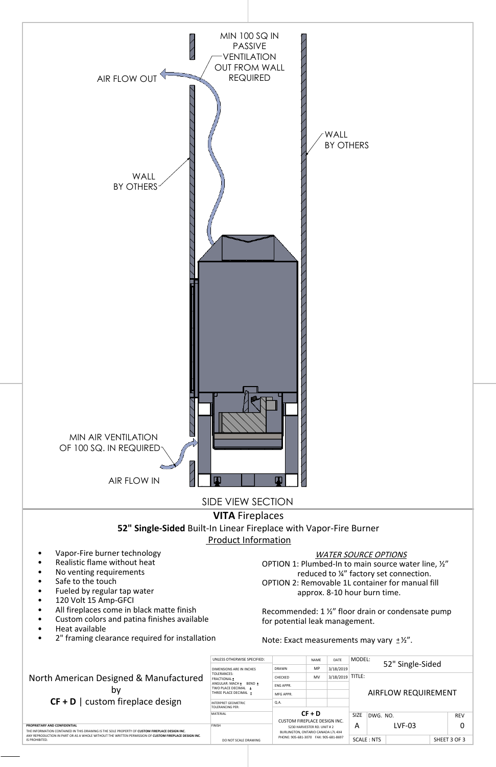MIN 100 SQ IN PASSIVE VENTILATION OUT FROM WALL REQUIRED

AIR FLOW OUT

WALL BY OTHERS

WALL BY OTHERS

MIN AIR VENTILATION OF 100 SQ. IN REQUIRED

AIR FLOW IN

SIDE VIEW SECTION

## **VITA** Fireplaces

### **52" Single-Sided** Built-In Linear Fireplace with Vapor-Fire Burner

Product Information

- Vapor-Fire burner technology
- Realistic flame without heat
- No venting requirements
- Safe to the touch
- Fueled by regular tap water
- 120 Volt 15 Amp-GFCI
- All fireplaces come in black matte finish
- Custom colors and patina finishes available
- Heat available
- 2" framing clearance required for installation

*WATER SOURCE OPTIONS*

OPTION 1: Plumbed-In to main source water line, ½" reduced to ¼" factory set connection.

OPTION 2: Removable 1L container for manual fill approx. 8-10 hour burn time.

Recommended: 1 ½" floor drain or condensate pump for potential leak management.

Note: Exact measurements may vary ±½".

North American Designed & Manufactured by

**CF + D** | custom fireplace design

**PROPRIETARY AND CONFIDENTIAL**
THE INFORMATION CONTAINED IN THIS DRAWING IS THE SOLE PROPERTY OF **CUSTOM FIREPLACE DESIGN INC.** ANY REPRODUCTION IN PART OR AS A WHOLE WITHOUT THE WRITTEN PERMISSION OF **CUSTOM FIREPLACE DESIGN INC.** IS PROHIBITED.

| | | | | |
|---|---|---|---|---|
| UNLESS OTHERWISE SPECIFIED: | | NAME | DATE | MODEL: 52" Single-Sided |
| DIMENSIONS ARE IN INCHES TOLERANCES: FRACTIONAL ± ANGULAR: MACH ± BEND ± TWO PLACE DECIMAL ± THREE PLACE DECIMAL ± | DRAWN | MP | 3/18/2019 | TITLE: AIRFLOW REQUIREMENT |
| | CHECKED | MV | 3/18/2019 | |
| | ENG APPR. | | | |
| | MFG APPR. | | | |
| INTERPRET GEOMETRIC TOLERANCING PER: | Q.A. | | | |
| MATERIAL | **CF + D** CUSTOM FIREPLACE DESIGN INC. 5230 HARVESTER RD. UNIT # 2 BURLINGTON, ONTARIO CANADA L7L 4X4 PHONE: 905-681-3070 FAX: 905-681-8697 | | | SIZE: A, DWG. NO.: LVF-03, REV: 0 |
| FINISH | | | | SCALE : NTS, SHEET 3 OF 3 |
| DO NOT SCALE DRAWING | | | | |